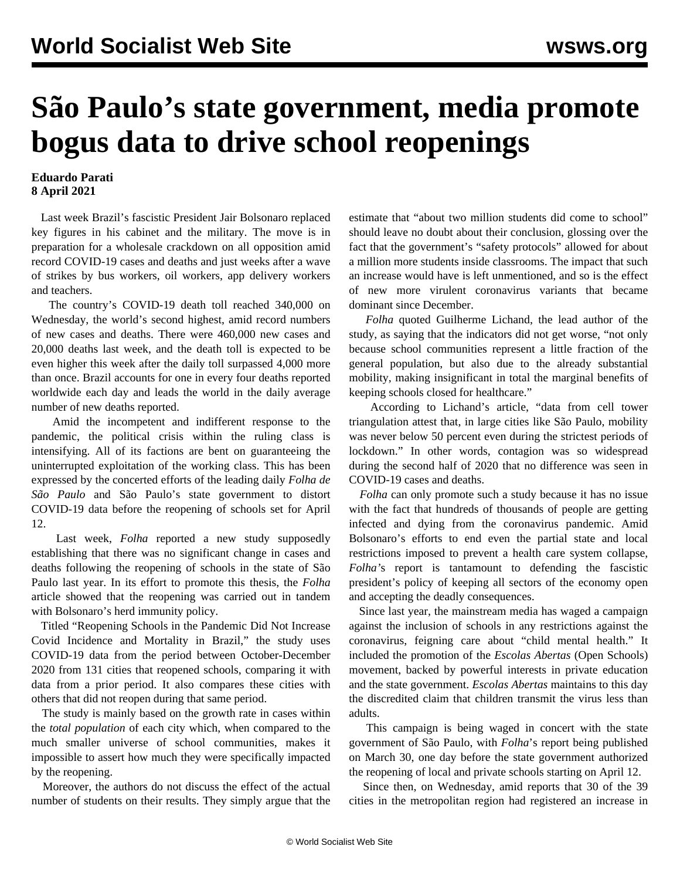# São Paulo's state government, media promote bogus data to drive school reopenings

**Eduardo Parati**
**8 April 2021**

Last week Brazil's fascistic President Jair Bolsonaro replaced key figures in his cabinet and the military. The move is in preparation for a wholesale crackdown on all opposition amid record COVID-19 cases and deaths and just weeks after a wave of strikes by bus workers, oil workers, app delivery workers and teachers.

The country's COVID-19 death toll reached 340,000 on Wednesday, the world's second highest, amid record numbers of new cases and deaths. There were 460,000 new cases and 20,000 deaths last week, and the death toll is expected to be even higher this week after the daily toll surpassed 4,000 more than once. Brazil accounts for one in every four deaths reported worldwide each day and leads the world in the daily average number of new deaths reported.

Amid the incompetent and indifferent response to the pandemic, the political crisis within the ruling class is intensifying. All of its factions are bent on guaranteeing the uninterrupted exploitation of the working class. This has been expressed by the concerted efforts of the leading daily *Folha de São Paulo* and São Paulo's state government to distort COVID-19 data before the reopening of schools set for April 12.

Last week, *Folha* reported a new study supposedly establishing that there was no significant change in cases and deaths following the reopening of schools in the state of São Paulo last year. In its effort to promote this thesis, the *Folha* article showed that the reopening was carried out in tandem with Bolsonaro's herd immunity policy.

Titled "Reopening Schools in the Pandemic Did Not Increase Covid Incidence and Mortality in Brazil," the study uses COVID-19 data from the period between October-December 2020 from 131 cities that reopened schools, comparing it with data from a prior period. It also compares these cities with others that did not reopen during that same period.

The study is mainly based on the growth rate in cases within the *total population* of each city which, when compared to the much smaller universe of school communities, makes it impossible to assert how much they were specifically impacted by the reopening.

Moreover, the authors do not discuss the effect of the actual number of students on their results. They simply argue that the estimate that "about two million students did come to school" should leave no doubt about their conclusion, glossing over the fact that the government's "safety protocols" allowed for about a million more students inside classrooms. The impact that such an increase would have is left unmentioned, and so is the effect of new more virulent coronavirus variants that became dominant since December.

*Folha* quoted Guilherme Lichand, the lead author of the study, as saying that the indicators did not get worse, "not only because school communities represent a little fraction of the general population, but also due to the already substantial mobility, making insignificant in total the marginal benefits of keeping schools closed for healthcare."

According to Lichand's article, "data from cell tower triangulation attest that, in large cities like São Paulo, mobility was never below 50 percent even during the strictest periods of lockdown." In other words, contagion was so widespread during the second half of 2020 that no difference was seen in COVID-19 cases and deaths.

*Folha* can only promote such a study because it has no issue with the fact that hundreds of thousands of people are getting infected and dying from the coronavirus pandemic. Amid Bolsonaro's efforts to end even the partial state and local restrictions imposed to prevent a health care system collapse, *Folha*'s report is tantamount to defending the fascistic president's policy of keeping all sectors of the economy open and accepting the deadly consequences.

Since last year, the mainstream media has waged a campaign against the inclusion of schools in any restrictions against the coronavirus, feigning care about "child mental health." It included the promotion of the *Escolas Abertas* (Open Schools) movement, backed by powerful interests in private education and the state government. *Escolas Abertas* maintains to this day the discredited claim that children transmit the virus less than adults.

This campaign is being waged in concert with the state government of São Paulo, with *Folha*'s report being published on March 30, one day before the state government authorized the reopening of local and private schools starting on April 12.

Since then, on Wednesday, amid reports that 30 of the 39 cities in the metropolitan region had registered an increase in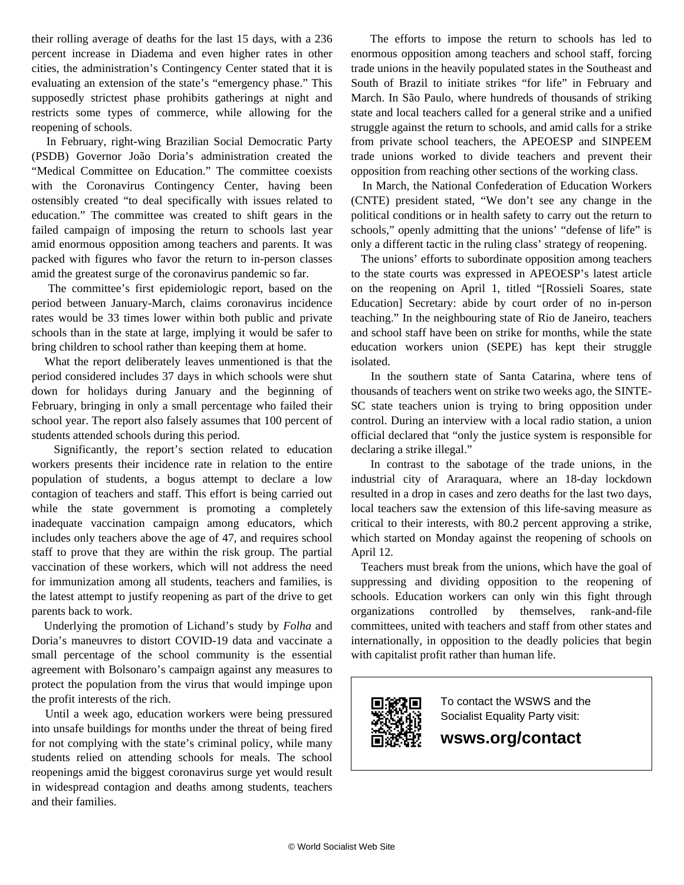their rolling average of deaths for the last 15 days, with a 236 percent increase in Diadema and even higher rates in other cities, the administration's Contingency Center stated that it is evaluating an extension of the state's "emergency phase." This supposedly strictest phase prohibits gatherings at night and restricts some types of commerce, while allowing for the reopening of schools.

In February, right-wing Brazilian Social Democratic Party (PSDB) Governor João Doria's administration created the "Medical Committee on Education." The committee coexists with the Coronavirus Contingency Center, having been ostensibly created "to deal specifically with issues related to education." The committee was created to shift gears in the failed campaign of imposing the return to schools last year amid enormous opposition among teachers and parents. It was packed with figures who favor the return to in-person classes amid the greatest surge of the coronavirus pandemic so far.

The committee's first epidemiologic report, based on the period between January-March, claims coronavirus incidence rates would be 33 times lower within both public and private schools than in the state at large, implying it would be safer to bring children to school rather than keeping them at home.

What the report deliberately leaves unmentioned is that the period considered includes 37 days in which schools were shut down for holidays during January and the beginning of February, bringing in only a small percentage who failed their school year. The report also falsely assumes that 100 percent of students attended schools during this period.

Significantly, the report's section related to education workers presents their incidence rate in relation to the entire population of students, a bogus attempt to declare a low contagion of teachers and staff. This effort is being carried out while the state government is promoting a completely inadequate vaccination campaign among educators, which includes only teachers above the age of 47, and requires school staff to prove that they are within the risk group. The partial vaccination of these workers, which will not address the need for immunization among all students, teachers and families, is the latest attempt to justify reopening as part of the drive to get parents back to work.

Underlying the promotion of Lichand's study by *Folha* and Doria's maneuvres to distort COVID-19 data and vaccinate a small percentage of the school community is the essential agreement with Bolsonaro's campaign against any measures to protect the population from the virus that would impinge upon the profit interests of the rich.

Until a week ago, education workers were being pressured into unsafe buildings for months under the threat of being fired for not complying with the state's criminal policy, while many students relied on attending schools for meals. The school reopenings amid the biggest coronavirus surge yet would result in widespread contagion and deaths among students, teachers and their families.

The efforts to impose the return to schools has led to enormous opposition among teachers and school staff, forcing trade unions in the heavily populated states in the Southeast and South of Brazil to initiate strikes "for life" in February and March. In São Paulo, where hundreds of thousands of striking state and local teachers called for a general strike and a unified struggle against the return to schools, and amid calls for a strike from private school teachers, the APEOESP and SINPEEM trade unions worked to divide teachers and prevent their opposition from reaching other sections of the working class.

In March, the National Confederation of Education Workers (CNTE) president stated, "We don't see any change in the political conditions or in health safety to carry out the return to schools," openly admitting that the unions' "defense of life" is only a different tactic in the ruling class' strategy of reopening.

The unions' efforts to subordinate opposition among teachers to the state courts was expressed in APEOESP's latest article on the reopening on April 1, titled "[Rossieli Soares, state Education] Secretary: abide by court order of no in-person teaching." In the neighbouring state of Rio de Janeiro, teachers and school staff have been on strike for months, while the state education workers union (SEPE) has kept their struggle isolated.

In the southern state of Santa Catarina, where tens of thousands of teachers went on strike two weeks ago, the SINTE-SC state teachers union is trying to bring opposition under control. During an interview with a local radio station, a union official declared that "only the justice system is responsible for declaring a strike illegal."

In contrast to the sabotage of the trade unions, in the industrial city of Araraquara, where an 18-day lockdown resulted in a drop in cases and zero deaths for the last two days, local teachers saw the extension of this life-saving measure as critical to their interests, with 80.2 percent approving a strike, which started on Monday against the reopening of schools on April 12.

Teachers must break from the unions, which have the goal of suppressing and dividing opposition to the reopening of schools. Education workers can only win this fight through organizations controlled by themselves, rank-and-file committees, united with teachers and staff from other states and internationally, in opposition to the deadly policies that begin with capitalist profit rather than human life.

To contact the WSWS and the Socialist Equality Party visit:

**wsws.org/contact**